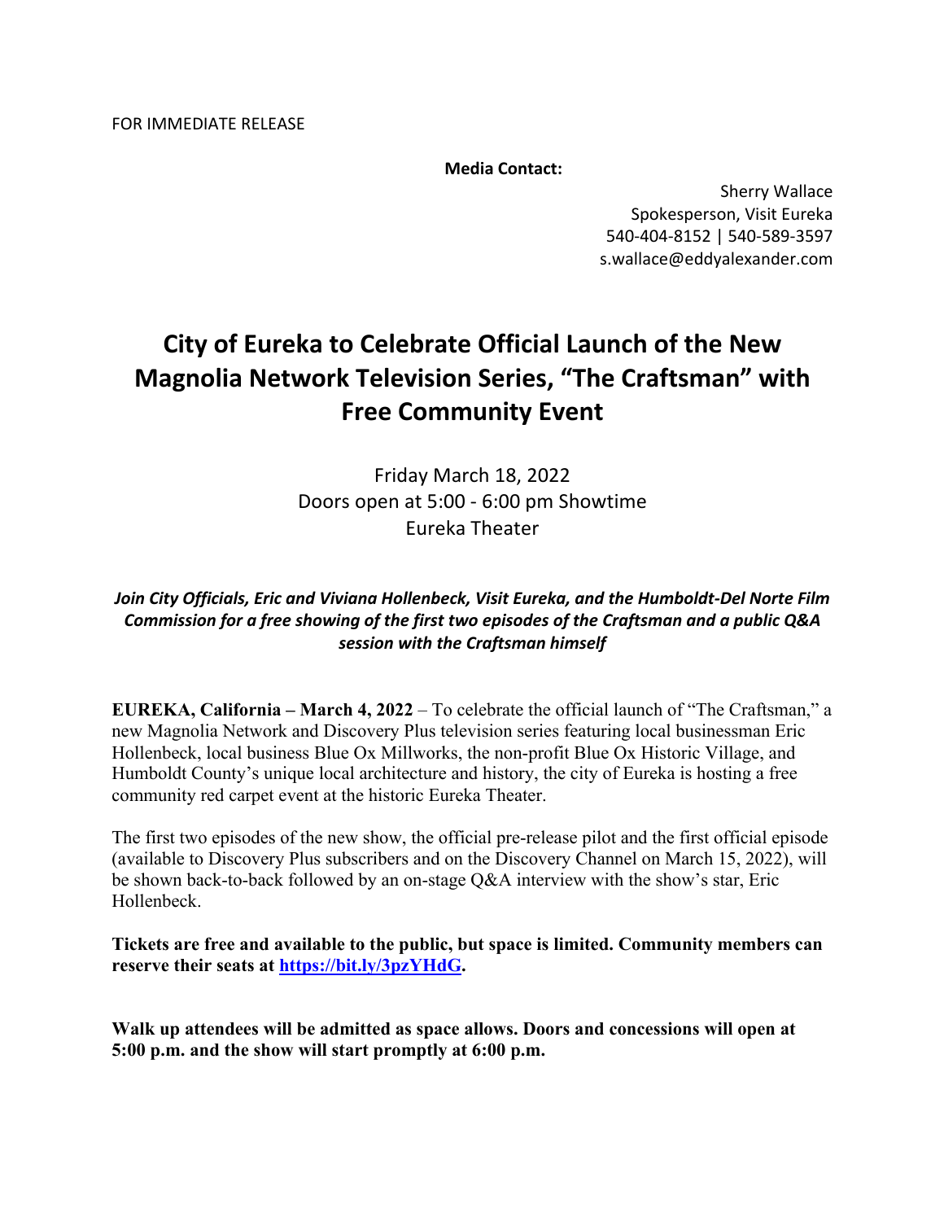FOR IMMEDIATE RELEASE

**Media Contact:**

Sherry Wallace
Spokesperson, Visit Eureka
540-404-8152 | 540-589-3597
s.wallace@eddyalexander.com

# City of Eureka to Celebrate Official Launch of the New Magnolia Network Television Series, "The Craftsman" with Free Community Event

Friday March 18, 2022
Doors open at 5:00 - 6:00 pm Showtime
Eureka Theater

***Join City Officials, Eric and Viviana Hollenbeck, Visit Eureka, and the Humboldt-Del Norte Film Commission for a free showing of the first two episodes of the Craftsman and a public Q&A session with the Craftsman himself***

**EUREKA, California – March 4, 2022** – To celebrate the official launch of "The Craftsman," a new Magnolia Network and Discovery Plus television series featuring local businessman Eric Hollenbeck, local business Blue Ox Millworks, the non-profit Blue Ox Historic Village, and Humboldt County's unique local architecture and history, the city of Eureka is hosting a free community red carpet event at the historic Eureka Theater.

The first two episodes of the new show, the official pre-release pilot and the first official episode (available to Discovery Plus subscribers and on the Discovery Channel on March 15, 2022), will be shown back-to-back followed by an on-stage Q&A interview with the show's star, Eric Hollenbeck.

**Tickets are free and available to the public, but space is limited. Community members can reserve their seats at [https://bit.ly/3pzYHdG](https://bit.ly/3pzYHdG).**

**Walk up attendees will be admitted as space allows. Doors and concessions will open at 5:00 p.m. and the show will start promptly at 6:00 p.m.**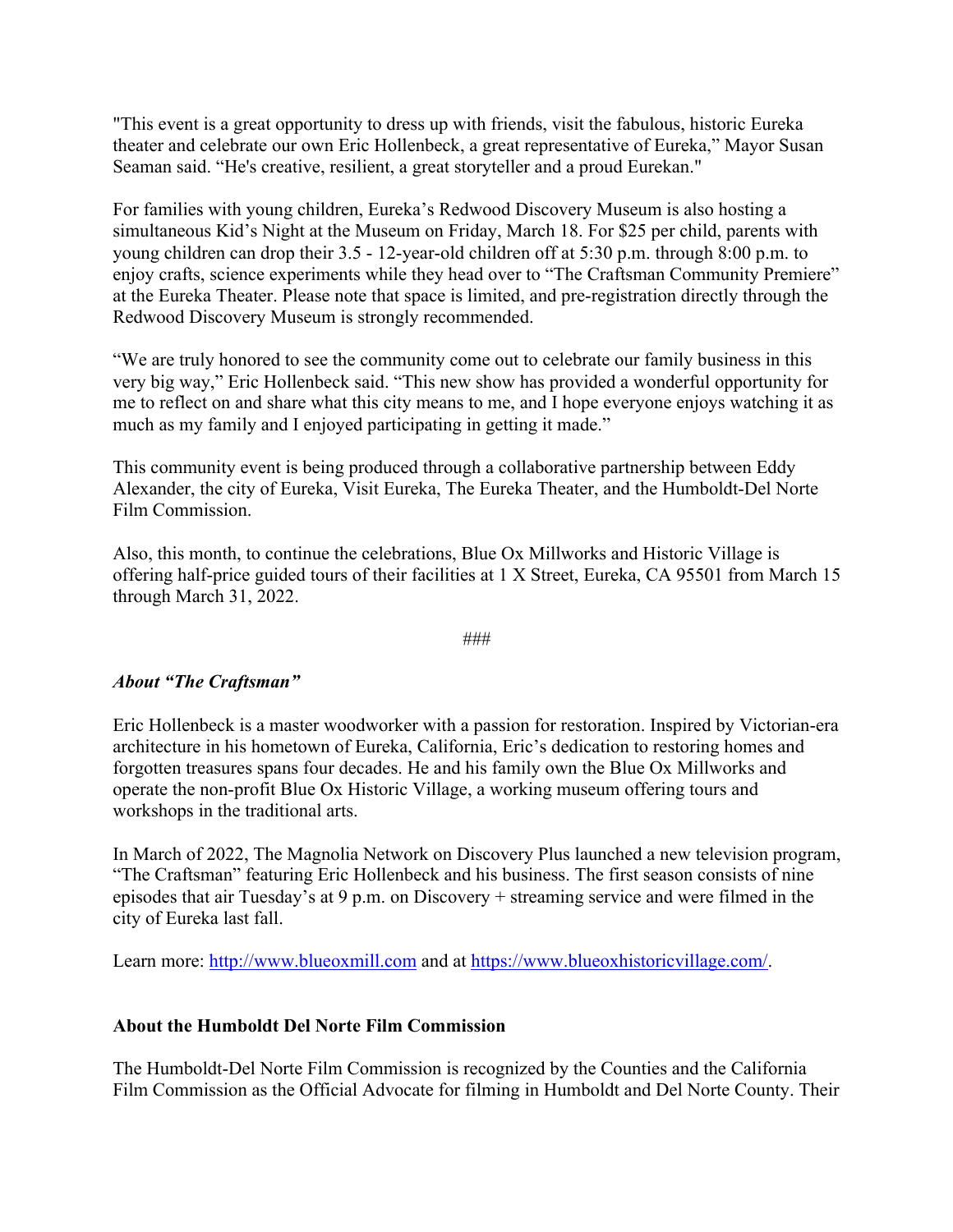"This event is a great opportunity to dress up with friends, visit the fabulous, historic Eureka theater and celebrate our own Eric Hollenbeck, a great representative of Eureka," Mayor Susan Seaman said. "He's creative, resilient, a great storyteller and a proud Eurekan."

For families with young children, Eureka's Redwood Discovery Museum is also hosting a simultaneous Kid's Night at the Museum on Friday, March 18. For $25 per child, parents with young children can drop their 3.5 - 12-year-old children off at 5:30 p.m. through 8:00 p.m. to enjoy crafts, science experiments while they head over to "The Craftsman Community Premiere" at the Eureka Theater. Please note that space is limited, and pre-registration directly through the Redwood Discovery Museum is strongly recommended.

"We are truly honored to see the community come out to celebrate our family business in this very big way," Eric Hollenbeck said. "This new show has provided a wonderful opportunity for me to reflect on and share what this city means to me, and I hope everyone enjoys watching it as much as my family and I enjoyed participating in getting it made."

This community event is being produced through a collaborative partnership between Eddy Alexander, the city of Eureka, Visit Eureka, The Eureka Theater, and the Humboldt-Del Norte Film Commission.

Also, this month, to continue the celebrations, Blue Ox Millworks and Historic Village is offering half-price guided tours of their facilities at 1 X Street, Eureka, CA 95501 from March 15 through March 31, 2022.

###

***About "The Craftsman"***

Eric Hollenbeck is a master woodworker with a passion for restoration. Inspired by Victorian-era architecture in his hometown of Eureka, California, Eric's dedication to restoring homes and forgotten treasures spans four decades. He and his family own the Blue Ox Millworks and operate the non-profit Blue Ox Historic Village, a working museum offering tours and workshops in the traditional arts.

In March of 2022, The Magnolia Network on Discovery Plus launched a new television program, "The Craftsman" featuring Eric Hollenbeck and his business. The first season consists of nine episodes that air Tuesday's at 9 p.m. on Discovery + streaming service and were filmed in the city of Eureka last fall.

Learn more: [http://www.blueoxmill.com](http://www.blueoxmill.com) and at [https://www.blueoxhistoricvillage.com/](https://www.blueoxhistoricvillage.com/).

**About the Humboldt Del Norte Film Commission**

The Humboldt-Del Norte Film Commission is recognized by the Counties and the California Film Commission as the Official Advocate for filming in Humboldt and Del Norte County. Their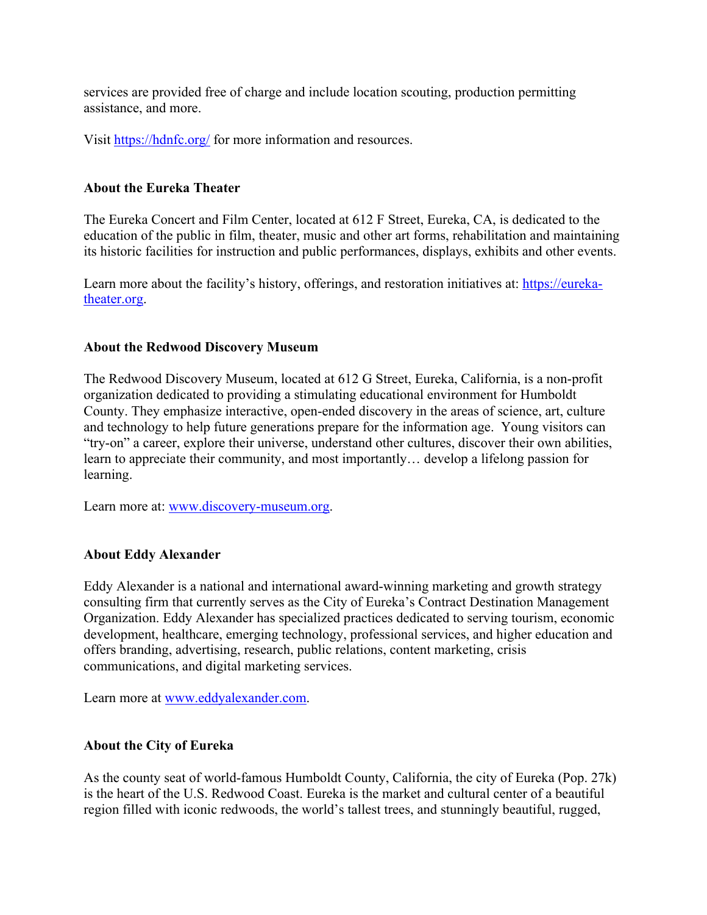services are provided free of charge and include location scouting, production permitting assistance, and more.

Visit [https://hdnfc.org/](https://hdnfc.org/) for more information and resources.

**About the Eureka Theater**

The Eureka Concert and Film Center, located at 612 F Street, Eureka, CA, is dedicated to the education of the public in film, theater, music and other art forms, rehabilitation and maintaining its historic facilities for instruction and public performances, displays, exhibits and other events.

Learn more about the facility's history, offerings, and restoration initiatives at: [https://eureka-theater.org](https://eureka-theater.org).

**About the Redwood Discovery Museum**

The Redwood Discovery Museum, located at 612 G Street, Eureka, California, is a non-profit organization dedicated to providing a stimulating educational environment for Humboldt County. They emphasize interactive, open-ended discovery in the areas of science, art, culture and technology to help future generations prepare for the information age. Young visitors can "try-on" a career, explore their universe, understand other cultures, discover their own abilities, learn to appreciate their community, and most importantly… develop a lifelong passion for learning.

Learn more at: [www.discovery-museum.org](www.discovery-museum.org).

**About Eddy Alexander**

Eddy Alexander is a national and international award-winning marketing and growth strategy consulting firm that currently serves as the City of Eureka's Contract Destination Management Organization. Eddy Alexander has specialized practices dedicated to serving tourism, economic development, healthcare, emerging technology, professional services, and higher education and offers branding, advertising, research, public relations, content marketing, crisis communications, and digital marketing services.

Learn more at [www.eddyalexander.com](www.eddyalexander.com).

**About the City of Eureka**

As the county seat of world-famous Humboldt County, California, the city of Eureka (Pop. 27k) is the heart of the U.S. Redwood Coast. Eureka is the market and cultural center of a beautiful region filled with iconic redwoods, the world's tallest trees, and stunningly beautiful, rugged,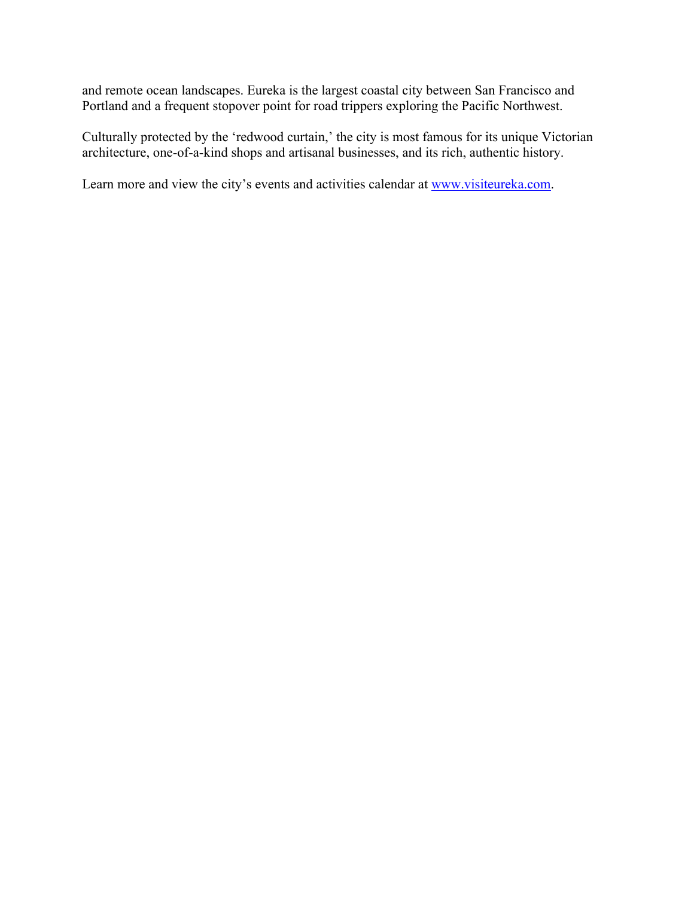and remote ocean landscapes. Eureka is the largest coastal city between San Francisco and Portland and a frequent stopover point for road trippers exploring the Pacific Northwest.

Culturally protected by the 'redwood curtain,' the city is most famous for its unique Victorian architecture, one-of-a-kind shops and artisanal businesses, and its rich, authentic history.

Learn more and view the city's events and activities calendar at [www.visiteureka.com](http://www.visiteureka.com).